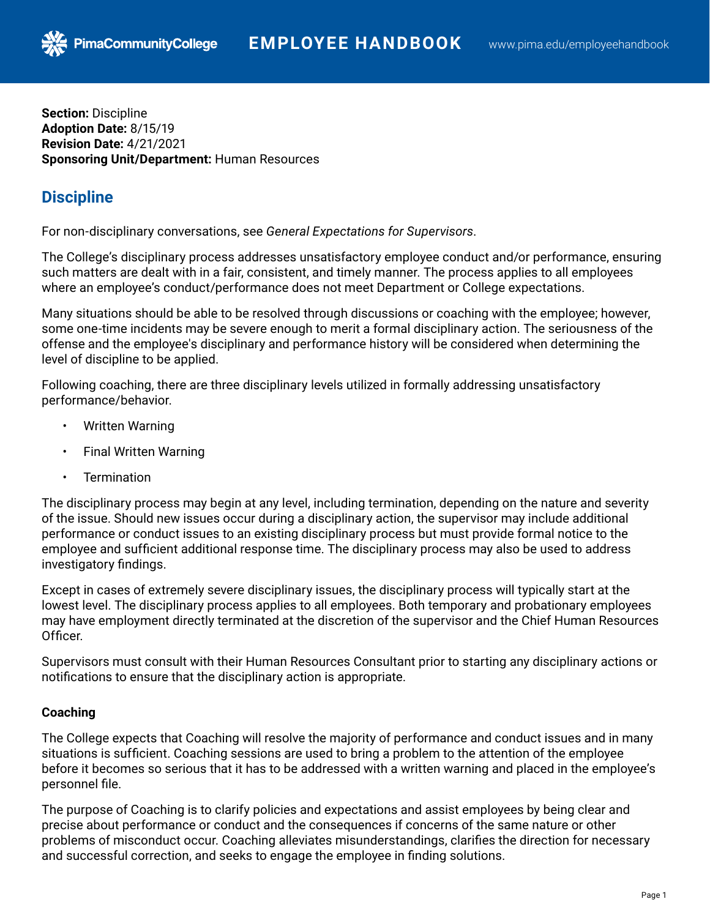**Section:** Discipline
**Adoption Date:** 8/15/19
**Revision Date:** 4/21/2021
**Sponsoring Unit/Department:** Human Resources

## Discipline

For non-disciplinary conversations, see *General Expectations for Supervisors*.

The College's disciplinary process addresses unsatisfactory employee conduct and/or performance, ensuring such matters are dealt with in a fair, consistent, and timely manner. The process applies to all employees where an employee's conduct/performance does not meet Department or College expectations.

Many situations should be able to be resolved through discussions or coaching with the employee; however, some one-time incidents may be severe enough to merit a formal disciplinary action. The seriousness of the offense and the employee's disciplinary and performance history will be considered when determining the level of discipline to be applied.

Following coaching, there are three disciplinary levels utilized in formally addressing unsatisfactory performance/behavior.

- Written Warning
- Final Written Warning
- Termination

The disciplinary process may begin at any level, including termination, depending on the nature and severity of the issue. Should new issues occur during a disciplinary action, the supervisor may include additional performance or conduct issues to an existing disciplinary process but must provide formal notice to the employee and sufficient additional response time. The disciplinary process may also be used to address investigatory findings.

Except in cases of extremely severe disciplinary issues, the disciplinary process will typically start at the lowest level. The disciplinary process applies to all employees. Both temporary and probationary employees may have employment directly terminated at the discretion of the supervisor and the Chief Human Resources Officer.

Supervisors must consult with their Human Resources Consultant prior to starting any disciplinary actions or notifications to ensure that the disciplinary action is appropriate.

### Coaching

The College expects that Coaching will resolve the majority of performance and conduct issues and in many situations is sufficient. Coaching sessions are used to bring a problem to the attention of the employee before it becomes so serious that it has to be addressed with a written warning and placed in the employee's personnel file.

The purpose of Coaching is to clarify policies and expectations and assist employees by being clear and precise about performance or conduct and the consequences if concerns of the same nature or other problems of misconduct occur. Coaching alleviates misunderstandings, clarifies the direction for necessary and successful correction, and seeks to engage the employee in finding solutions.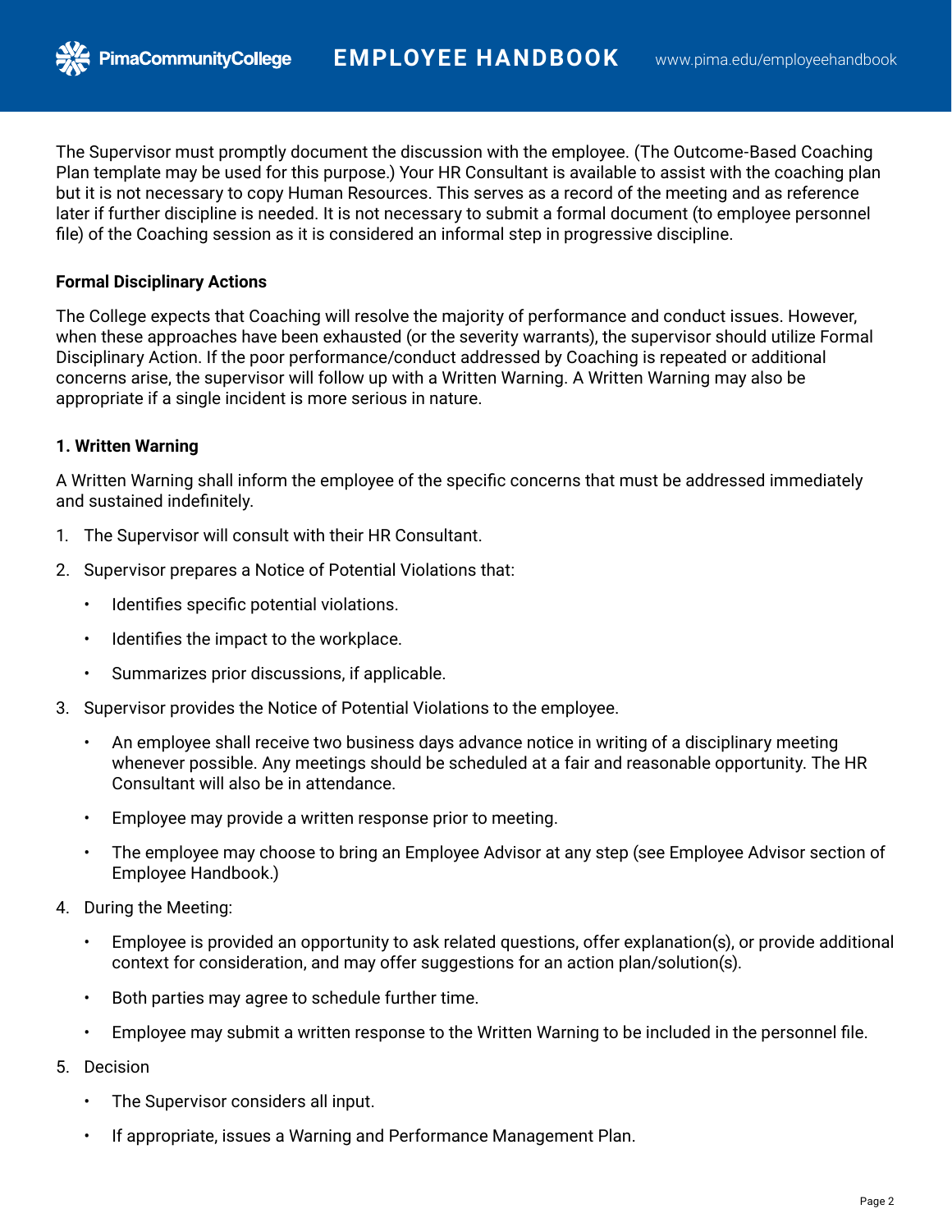The Supervisor must promptly document the discussion with the employee. (The Outcome-Based Coaching Plan template may be used for this purpose.) Your HR Consultant is available to assist with the coaching plan but it is not necessary to copy Human Resources. This serves as a record of the meeting and as reference later if further discipline is needed. It is not necessary to submit a formal document (to employee personnel file) of the Coaching session as it is considered an informal step in progressive discipline.

**Formal Disciplinary Actions**

The College expects that Coaching will resolve the majority of performance and conduct issues. However, when these approaches have been exhausted (or the severity warrants), the supervisor should utilize Formal Disciplinary Action. If the poor performance/conduct addressed by Coaching is repeated or additional concerns arise, the supervisor will follow up with a Written Warning. A Written Warning may also be appropriate if a single incident is more serious in nature.

**1. Written Warning**

A Written Warning shall inform the employee of the specific concerns that must be addressed immediately and sustained indefinitely.

1. The Supervisor will consult with their HR Consultant.
2. Supervisor prepares a Notice of Potential Violations that:
   - Identifies specific potential violations.
   - Identifies the impact to the workplace.
   - Summarizes prior discussions, if applicable.
3. Supervisor provides the Notice of Potential Violations to the employee.
   - An employee shall receive two business days advance notice in writing of a disciplinary meeting whenever possible. Any meetings should be scheduled at a fair and reasonable opportunity. The HR Consultant will also be in attendance.
   - Employee may provide a written response prior to meeting.
   - The employee may choose to bring an Employee Advisor at any step (see Employee Advisor section of Employee Handbook.)
4. During the Meeting:
   - Employee is provided an opportunity to ask related questions, offer explanation(s), or provide additional context for consideration, and may offer suggestions for an action plan/solution(s).
   - Both parties may agree to schedule further time.
   - Employee may submit a written response to the Written Warning to be included in the personnel file.
5. Decision
   - The Supervisor considers all input.
   - If appropriate, issues a Warning and Performance Management Plan.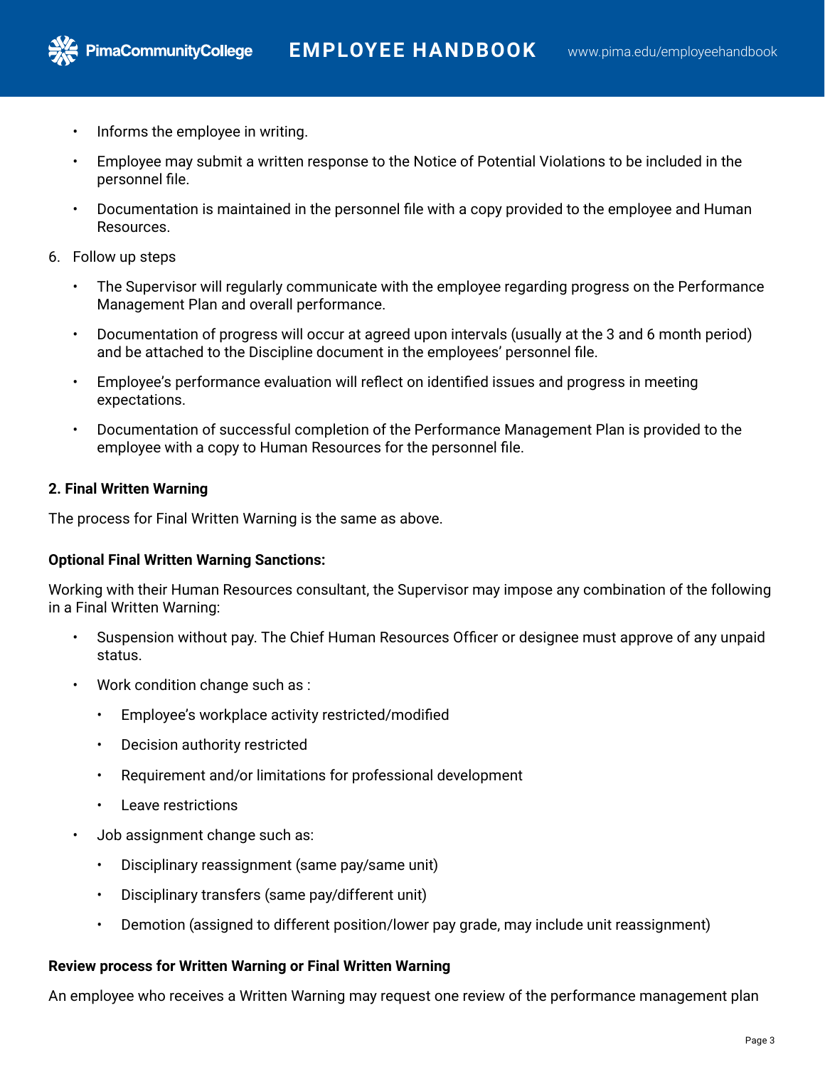- Informs the employee in writing.
- Employee may submit a written response to the Notice of Potential Violations to be included in the personnel file.
- Documentation is maintained in the personnel file with a copy provided to the employee and Human Resources.

6. Follow up steps
   - The Supervisor will regularly communicate with the employee regarding progress on the Performance Management Plan and overall performance.
   - Documentation of progress will occur at agreed upon intervals (usually at the 3 and 6 month period) and be attached to the Discipline document in the employees' personnel file.
   - Employee's performance evaluation will reflect on identified issues and progress in meeting expectations.
   - Documentation of successful completion of the Performance Management Plan is provided to the employee with a copy to Human Resources for the personnel file.

**2. Final Written Warning**

The process for Final Written Warning is the same as above.

**Optional Final Written Warning Sanctions:**

Working with their Human Resources consultant, the Supervisor may impose any combination of the following in a Final Written Warning:

- Suspension without pay. The Chief Human Resources Officer or designee must approve of any unpaid status.
- Work condition change such as :
  - Employee's workplace activity restricted/modified
  - Decision authority restricted
  - Requirement and/or limitations for professional development
  - Leave restrictions
- Job assignment change such as:
  - Disciplinary reassignment (same pay/same unit)
  - Disciplinary transfers (same pay/different unit)
  - Demotion (assigned to different position/lower pay grade, may include unit reassignment)

**Review process for Written Warning or Final Written Warning**

An employee who receives a Written Warning may request one review of the performance management plan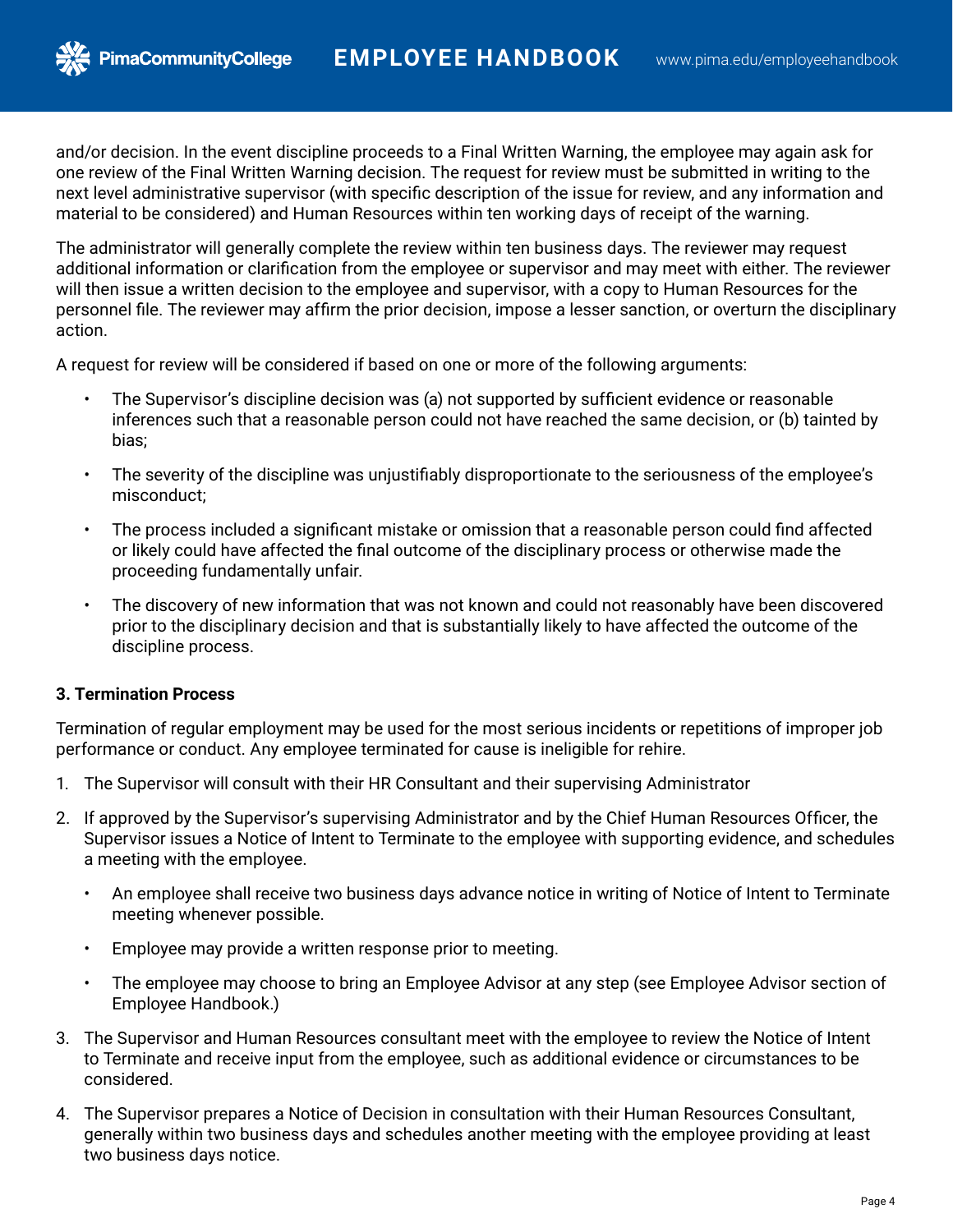and/or decision. In the event discipline proceeds to a Final Written Warning, the employee may again ask for one review of the Final Written Warning decision. The request for review must be submitted in writing to the next level administrative supervisor (with specific description of the issue for review, and any information and material to be considered) and Human Resources within ten working days of receipt of the warning.

The administrator will generally complete the review within ten business days. The reviewer may request additional information or clarification from the employee or supervisor and may meet with either. The reviewer will then issue a written decision to the employee and supervisor, with a copy to Human Resources for the personnel file. The reviewer may affirm the prior decision, impose a lesser sanction, or overturn the disciplinary action.

A request for review will be considered if based on one or more of the following arguments:

- The Supervisor's discipline decision was (a) not supported by sufficient evidence or reasonable inferences such that a reasonable person could not have reached the same decision, or (b) tainted by bias;
- The severity of the discipline was unjustifiably disproportionate to the seriousness of the employee's misconduct;
- The process included a significant mistake or omission that a reasonable person could find affected or likely could have affected the final outcome of the disciplinary process or otherwise made the proceeding fundamentally unfair.
- The discovery of new information that was not known and could not reasonably have been discovered prior to the disciplinary decision and that is substantially likely to have affected the outcome of the discipline process.

**3. Termination Process**

Termination of regular employment may be used for the most serious incidents or repetitions of improper job performance or conduct. Any employee terminated for cause is ineligible for rehire.

1. The Supervisor will consult with their HR Consultant and their supervising Administrator
2. If approved by the Supervisor's supervising Administrator and by the Chief Human Resources Officer, the Supervisor issues a Notice of Intent to Terminate to the employee with supporting evidence, and schedules a meeting with the employee.
   - An employee shall receive two business days advance notice in writing of Notice of Intent to Terminate meeting whenever possible.
   - Employee may provide a written response prior to meeting.
   - The employee may choose to bring an Employee Advisor at any step (see Employee Advisor section of Employee Handbook.)
3. The Supervisor and Human Resources consultant meet with the employee to review the Notice of Intent to Terminate and receive input from the employee, such as additional evidence or circumstances to be considered.
4. The Supervisor prepares a Notice of Decision in consultation with their Human Resources Consultant, generally within two business days and schedules another meeting with the employee providing at least two business days notice.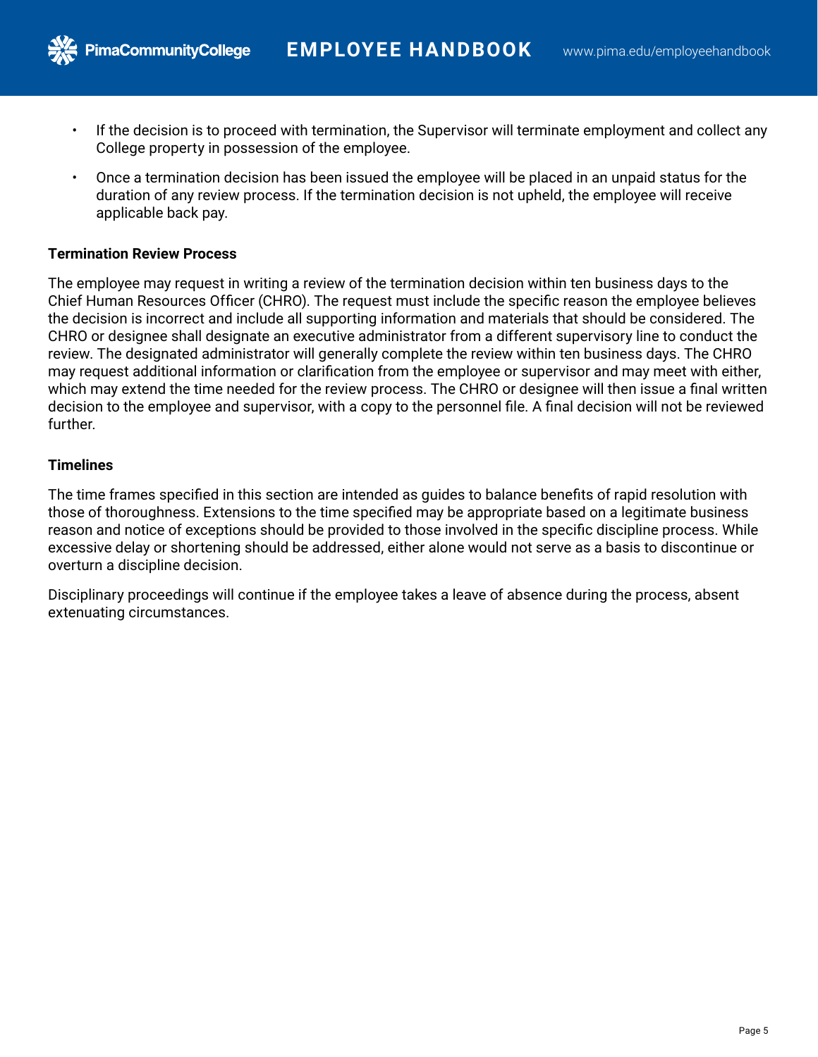- If the decision is to proceed with termination, the Supervisor will terminate employment and collect any College property in possession of the employee.
- Once a termination decision has been issued the employee will be placed in an unpaid status for the duration of any review process. If the termination decision is not upheld, the employee will receive applicable back pay.

**Termination Review Process**

The employee may request in writing a review of the termination decision within ten business days to the Chief Human Resources Officer (CHRO). The request must include the specific reason the employee believes the decision is incorrect and include all supporting information and materials that should be considered. The CHRO or designee shall designate an executive administrator from a different supervisory line to conduct the review. The designated administrator will generally complete the review within ten business days. The CHRO may request additional information or clarification from the employee or supervisor and may meet with either, which may extend the time needed for the review process. The CHRO or designee will then issue a final written decision to the employee and supervisor, with a copy to the personnel file. A final decision will not be reviewed further.

**Timelines**

The time frames specified in this section are intended as guides to balance benefits of rapid resolution with those of thoroughness. Extensions to the time specified may be appropriate based on a legitimate business reason and notice of exceptions should be provided to those involved in the specific discipline process. While excessive delay or shortening should be addressed, either alone would not serve as a basis to discontinue or overturn a discipline decision.

Disciplinary proceedings will continue if the employee takes a leave of absence during the process, absent extenuating circumstances.